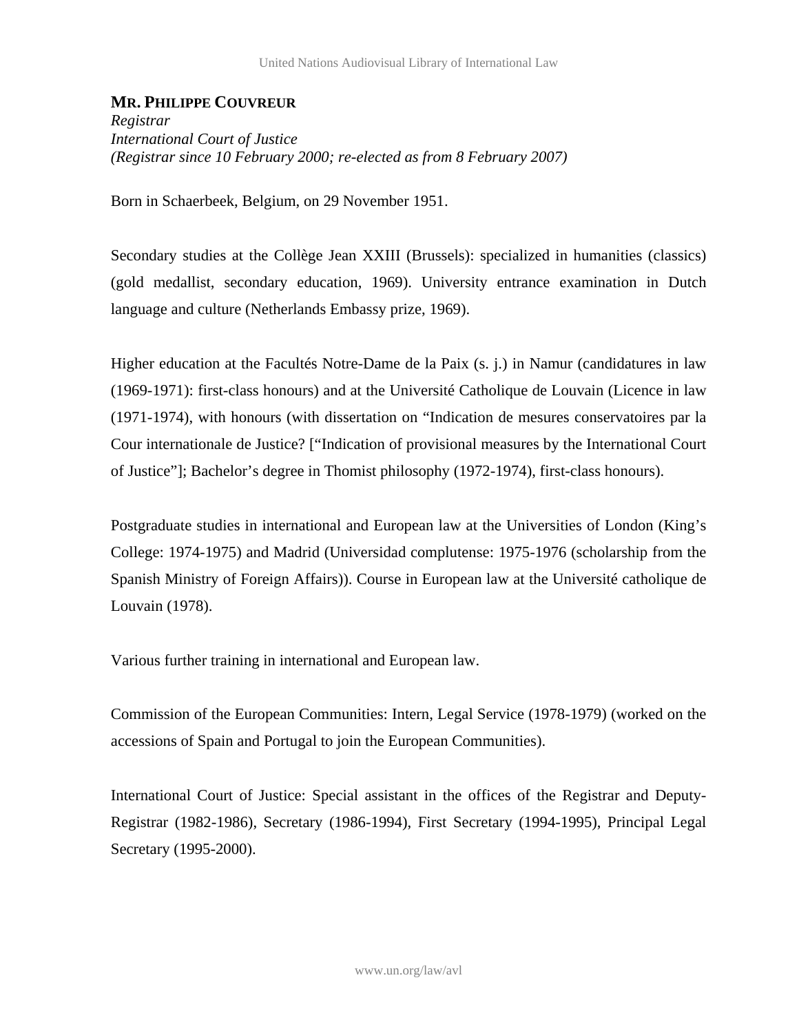**MR. PHILIPPE COUVREUR**
*Registrar*
*International Court of Justice*
*(Registrar since 10 February 2000; re-elected as from 8 February 2007)*

Born in Schaerbeek, Belgium, on 29 November 1951.

Secondary studies at the Collège Jean XXIII (Brussels): specialized in humanities (classics) (gold medallist, secondary education, 1969). University entrance examination in Dutch language and culture (Netherlands Embassy prize, 1969).

Higher education at the Facultés Notre-Dame de la Paix (s. j.) in Namur (candidatures in law (1969-1971): first-class honours) and at the Université Catholique de Louvain (Licence in law (1971-1974), with honours (with dissertation on "Indication de mesures conservatoires par la Cour internationale de Justice? ["Indication of provisional measures by the International Court of Justice"]; Bachelor's degree in Thomist philosophy (1972-1974), first-class honours).

Postgraduate studies in international and European law at the Universities of London (King's College: 1974-1975) and Madrid (Universidad complutense: 1975-1976 (scholarship from the Spanish Ministry of Foreign Affairs)). Course in European law at the Université catholique de Louvain (1978).

Various further training in international and European law.

Commission of the European Communities: Intern, Legal Service (1978-1979) (worked on the accessions of Spain and Portugal to join the European Communities).

International Court of Justice: Special assistant in the offices of the Registrar and Deputy-Registrar (1982-1986), Secretary (1986-1994), First Secretary (1994-1995), Principal Legal Secretary (1995-2000).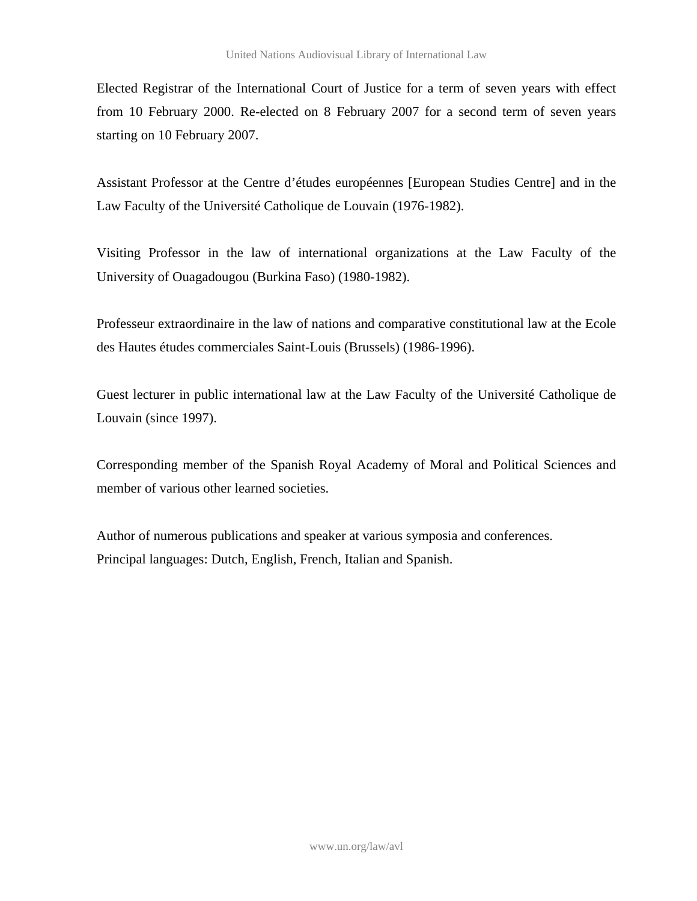Elected Registrar of the International Court of Justice for a term of seven years with effect from 10 February 2000. Re-elected on 8 February 2007 for a second term of seven years starting on 10 February 2007.

Assistant Professor at the Centre d'études européennes [European Studies Centre] and in the Law Faculty of the Université Catholique de Louvain (1976-1982).

Visiting Professor in the law of international organizations at the Law Faculty of the University of Ouagadougou (Burkina Faso) (1980-1982).

Professeur extraordinaire in the law of nations and comparative constitutional law at the Ecole des Hautes études commerciales Saint-Louis (Brussels) (1986-1996).

Guest lecturer in public international law at the Law Faculty of the Université Catholique de Louvain (since 1997).

Corresponding member of the Spanish Royal Academy of Moral and Political Sciences and member of various other learned societies.

Author of numerous publications and speaker at various symposia and conferences.
Principal languages: Dutch, English, French, Italian and Spanish.